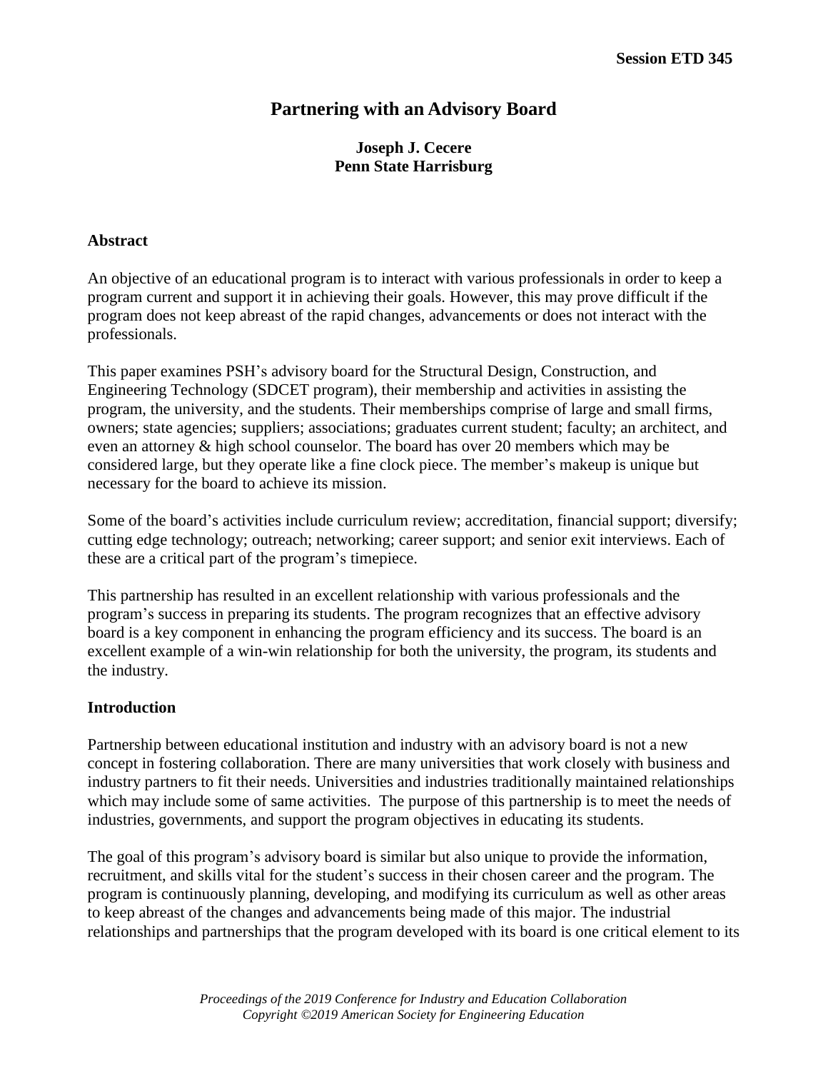**Session ETD 345**

# Partnering with an Advisory Board

**Joseph J. Cecere**
**Penn State Harrisburg**

## Abstract

An objective of an educational program is to interact with various professionals in order to keep a program current and support it in achieving their goals. However, this may prove difficult if the program does not keep abreast of the rapid changes, advancements or does not interact with the professionals.

This paper examines PSH's advisory board for the Structural Design, Construction, and Engineering Technology (SDCET program), their membership and activities in assisting the program, the university, and the students. Their memberships comprise of large and small firms, owners; state agencies; suppliers; associations; graduates current student; faculty; an architect, and even an attorney & high school counselor. The board has over 20 members which may be considered large, but they operate like a fine clock piece. The member's makeup is unique but necessary for the board to achieve its mission.

Some of the board's activities include curriculum review; accreditation, financial support; diversify; cutting edge technology; outreach; networking; career support; and senior exit interviews. Each of these are a critical part of the program's timepiece.

This partnership has resulted in an excellent relationship with various professionals and the program's success in preparing its students. The program recognizes that an effective advisory board is a key component in enhancing the program efficiency and its success. The board is an excellent example of a win-win relationship for both the university, the program, its students and the industry.

## Introduction

Partnership between educational institution and industry with an advisory board is not a new concept in fostering collaboration. There are many universities that work closely with business and industry partners to fit their needs. Universities and industries traditionally maintained relationships which may include some of same activities. The purpose of this partnership is to meet the needs of industries, governments, and support the program objectives in educating its students.

The goal of this program's advisory board is similar but also unique to provide the information, recruitment, and skills vital for the student's success in their chosen career and the program. The program is continuously planning, developing, and modifying its curriculum as well as other areas to keep abreast of the changes and advancements being made of this major. The industrial relationships and partnerships that the program developed with its board is one critical element to its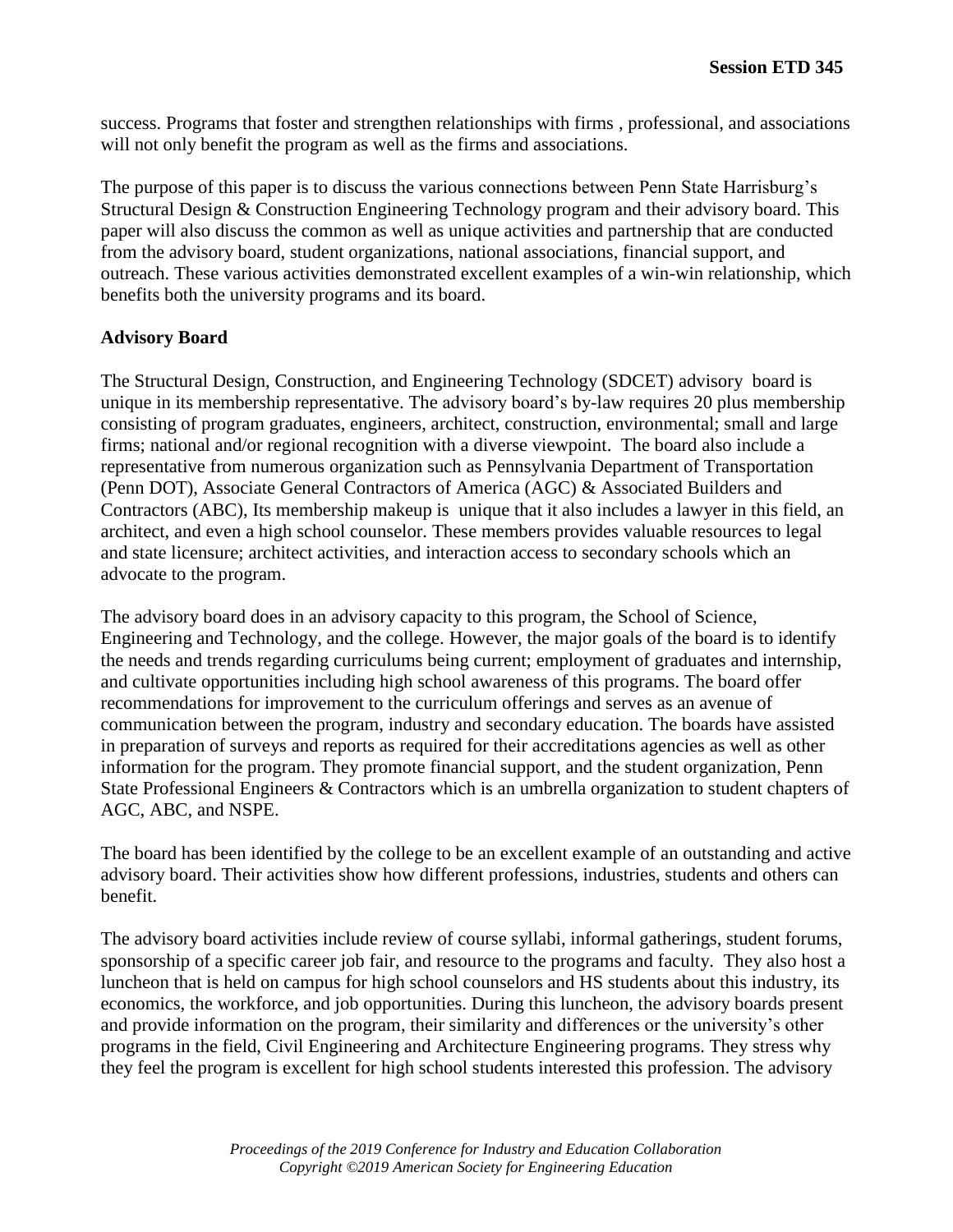success. Programs that foster and strengthen relationships with firms , professional, and associations will not only benefit the program as well as the firms and associations.

The purpose of this paper is to discuss the various connections between Penn State Harrisburg's Structural Design & Construction Engineering Technology program and their advisory board. This paper will also discuss the common as well as unique activities and partnership that are conducted from the advisory board, student organizations, national associations, financial support, and outreach. These various activities demonstrated excellent examples of a win-win relationship, which benefits both the university programs and its board.

**Advisory Board**

The Structural Design, Construction, and Engineering Technology (SDCET) advisory board is unique in its membership representative. The advisory board's by-law requires 20 plus membership consisting of program graduates, engineers, architect, construction, environmental; small and large firms; national and/or regional recognition with a diverse viewpoint. The board also include a representative from numerous organization such as Pennsylvania Department of Transportation (Penn DOT), Associate General Contractors of America (AGC) & Associated Builders and Contractors (ABC), Its membership makeup is unique that it also includes a lawyer in this field, an architect, and even a high school counselor. These members provides valuable resources to legal and state licensure; architect activities, and interaction access to secondary schools which an advocate to the program.

The advisory board does in an advisory capacity to this program, the School of Science, Engineering and Technology, and the college. However, the major goals of the board is to identify the needs and trends regarding curriculums being current; employment of graduates and internship, and cultivate opportunities including high school awareness of this programs. The board offer recommendations for improvement to the curriculum offerings and serves as an avenue of communication between the program, industry and secondary education. The boards have assisted in preparation of surveys and reports as required for their accreditations agencies as well as other information for the program. They promote financial support, and the student organization, Penn State Professional Engineers & Contractors which is an umbrella organization to student chapters of AGC, ABC, and NSPE.

The board has been identified by the college to be an excellent example of an outstanding and active advisory board. Their activities show how different professions, industries, students and others can benefit.

The advisory board activities include review of course syllabi, informal gatherings, student forums, sponsorship of a specific career job fair, and resource to the programs and faculty. They also host a luncheon that is held on campus for high school counselors and HS students about this industry, its economics, the workforce, and job opportunities. During this luncheon, the advisory boards present and provide information on the program, their similarity and differences or the university's other programs in the field, Civil Engineering and Architecture Engineering programs. They stress why they feel the program is excellent for high school students interested this profession. The advisory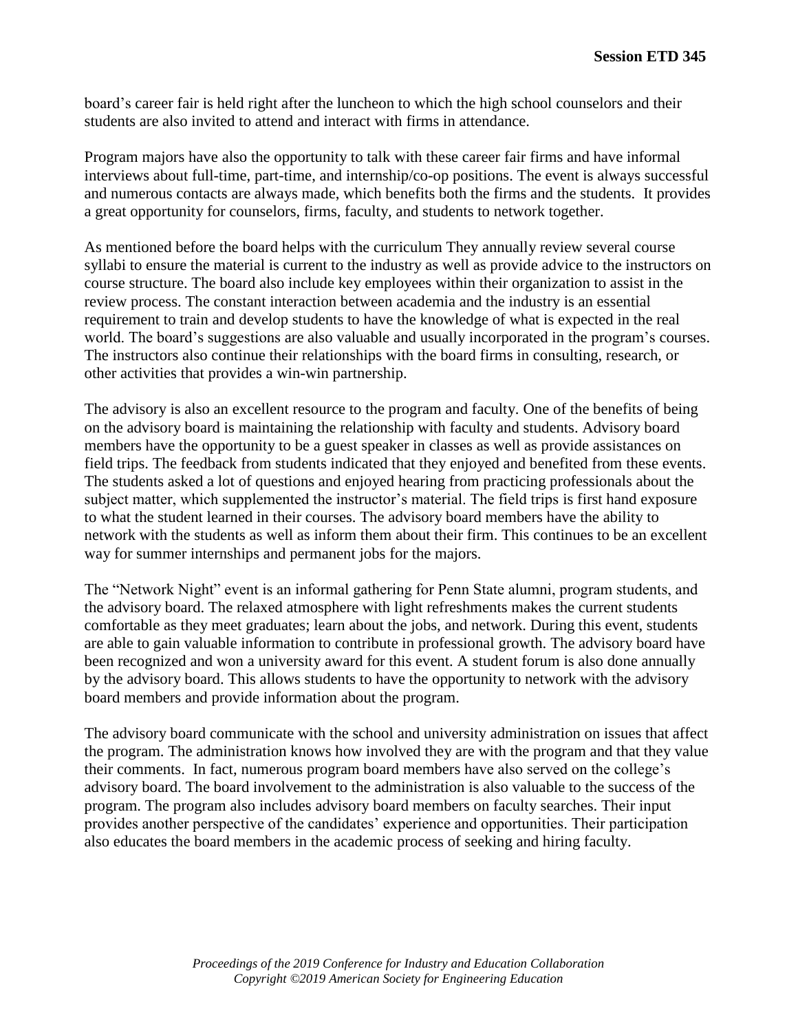board's career fair is held right after the luncheon to which the high school counselors and their students are also invited to attend and interact with firms in attendance.

Program majors have also the opportunity to talk with these career fair firms and have informal interviews about full-time, part-time, and internship/co-op positions. The event is always successful and numerous contacts are always made, which benefits both the firms and the students. It provides a great opportunity for counselors, firms, faculty, and students to network together.

As mentioned before the board helps with the curriculum They annually review several course syllabi to ensure the material is current to the industry as well as provide advice to the instructors on course structure. The board also include key employees within their organization to assist in the review process. The constant interaction between academia and the industry is an essential requirement to train and develop students to have the knowledge of what is expected in the real world. The board's suggestions are also valuable and usually incorporated in the program's courses. The instructors also continue their relationships with the board firms in consulting, research, or other activities that provides a win-win partnership.

The advisory is also an excellent resource to the program and faculty. One of the benefits of being on the advisory board is maintaining the relationship with faculty and students. Advisory board members have the opportunity to be a guest speaker in classes as well as provide assistances on field trips. The feedback from students indicated that they enjoyed and benefited from these events. The students asked a lot of questions and enjoyed hearing from practicing professionals about the subject matter, which supplemented the instructor's material. The field trips is first hand exposure to what the student learned in their courses. The advisory board members have the ability to network with the students as well as inform them about their firm. This continues to be an excellent way for summer internships and permanent jobs for the majors.

The "Network Night" event is an informal gathering for Penn State alumni, program students, and the advisory board. The relaxed atmosphere with light refreshments makes the current students comfortable as they meet graduates; learn about the jobs, and network. During this event, students are able to gain valuable information to contribute in professional growth. The advisory board have been recognized and won a university award for this event. A student forum is also done annually by the advisory board. This allows students to have the opportunity to network with the advisory board members and provide information about the program.

The advisory board communicate with the school and university administration on issues that affect the program. The administration knows how involved they are with the program and that they value their comments. In fact, numerous program board members have also served on the college's advisory board. The board involvement to the administration is also valuable to the success of the program. The program also includes advisory board members on faculty searches. Their input provides another perspective of the candidates' experience and opportunities. Their participation also educates the board members in the academic process of seeking and hiring faculty.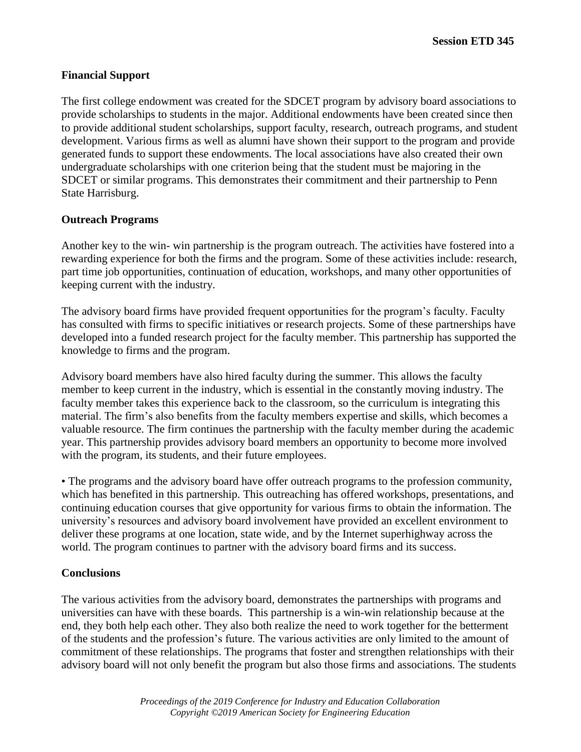**Financial Support**

The first college endowment was created for the SDCET program by advisory board associations to provide scholarships to students in the major. Additional endowments have been created since then to provide additional student scholarships, support faculty, research, outreach programs, and student development. Various firms as well as alumni have shown their support to the program and provide generated funds to support these endowments. The local associations have also created their own undergraduate scholarships with one criterion being that the student must be majoring in the SDCET or similar programs. This demonstrates their commitment and their partnership to Penn State Harrisburg.

**Outreach Programs**

Another key to the win- win partnership is the program outreach. The activities have fostered into a rewarding experience for both the firms and the program. Some of these activities include: research, part time job opportunities, continuation of education, workshops, and many other opportunities of keeping current with the industry.

The advisory board firms have provided frequent opportunities for the program's faculty. Faculty has consulted with firms to specific initiatives or research projects. Some of these partnerships have developed into a funded research project for the faculty member. This partnership has supported the knowledge to firms and the program.

Advisory board members have also hired faculty during the summer. This allows the faculty member to keep current in the industry, which is essential in the constantly moving industry. The faculty member takes this experience back to the classroom, so the curriculum is integrating this material. The firm's also benefits from the faculty members expertise and skills, which becomes a valuable resource. The firm continues the partnership with the faculty member during the academic year. This partnership provides advisory board members an opportunity to become more involved with the program, its students, and their future employees.

• The programs and the advisory board have offer outreach programs to the profession community, which has benefited in this partnership. This outreaching has offered workshops, presentations, and continuing education courses that give opportunity for various firms to obtain the information. The university's resources and advisory board involvement have provided an excellent environment to deliver these programs at one location, state wide, and by the Internet superhighway across the world. The program continues to partner with the advisory board firms and its success.

**Conclusions**

The various activities from the advisory board, demonstrates the partnerships with programs and universities can have with these boards. This partnership is a win-win relationship because at the end, they both help each other. They also both realize the need to work together for the betterment of the students and the profession's future. The various activities are only limited to the amount of commitment of these relationships. The programs that foster and strengthen relationships with their advisory board will not only benefit the program but also those firms and associations. The students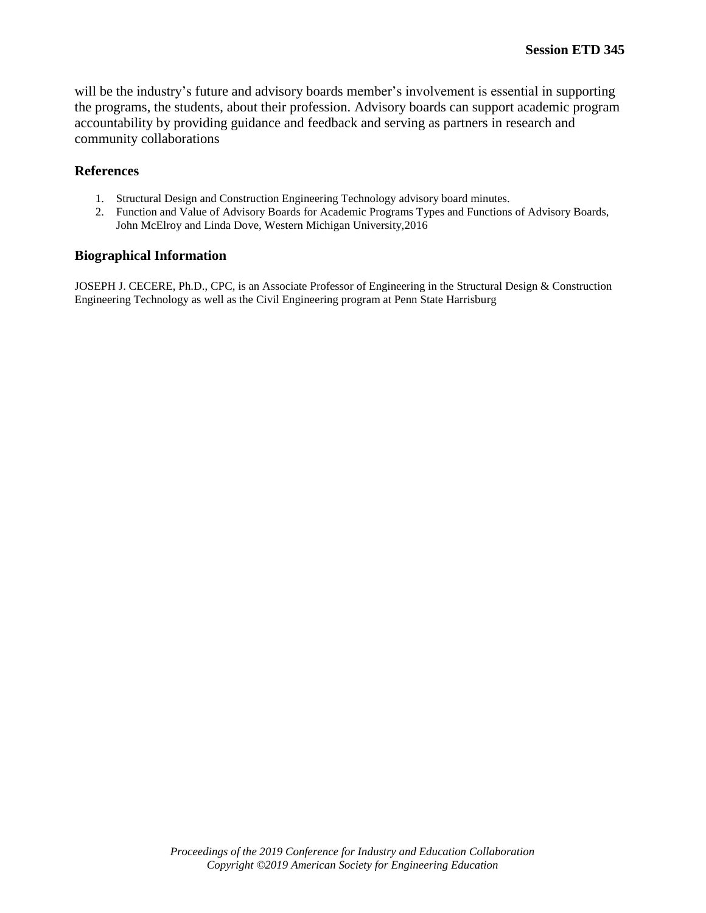will be the industry's future and advisory boards member's involvement is essential in supporting the programs, the students, about their profession. Advisory boards can support academic program accountability by providing guidance and feedback and serving as partners in research and community collaborations

## References

1. Structural Design and Construction Engineering Technology advisory board minutes.
2. Function and Value of Advisory Boards for Academic Programs Types and Functions of Advisory Boards, John McElroy and Linda Dove, Western Michigan University,2016

## Biographical Information

JOSEPH J. CECERE, Ph.D., CPC, is an Associate Professor of Engineering in the Structural Design & Construction Engineering Technology as well as the Civil Engineering program at Penn State Harrisburg